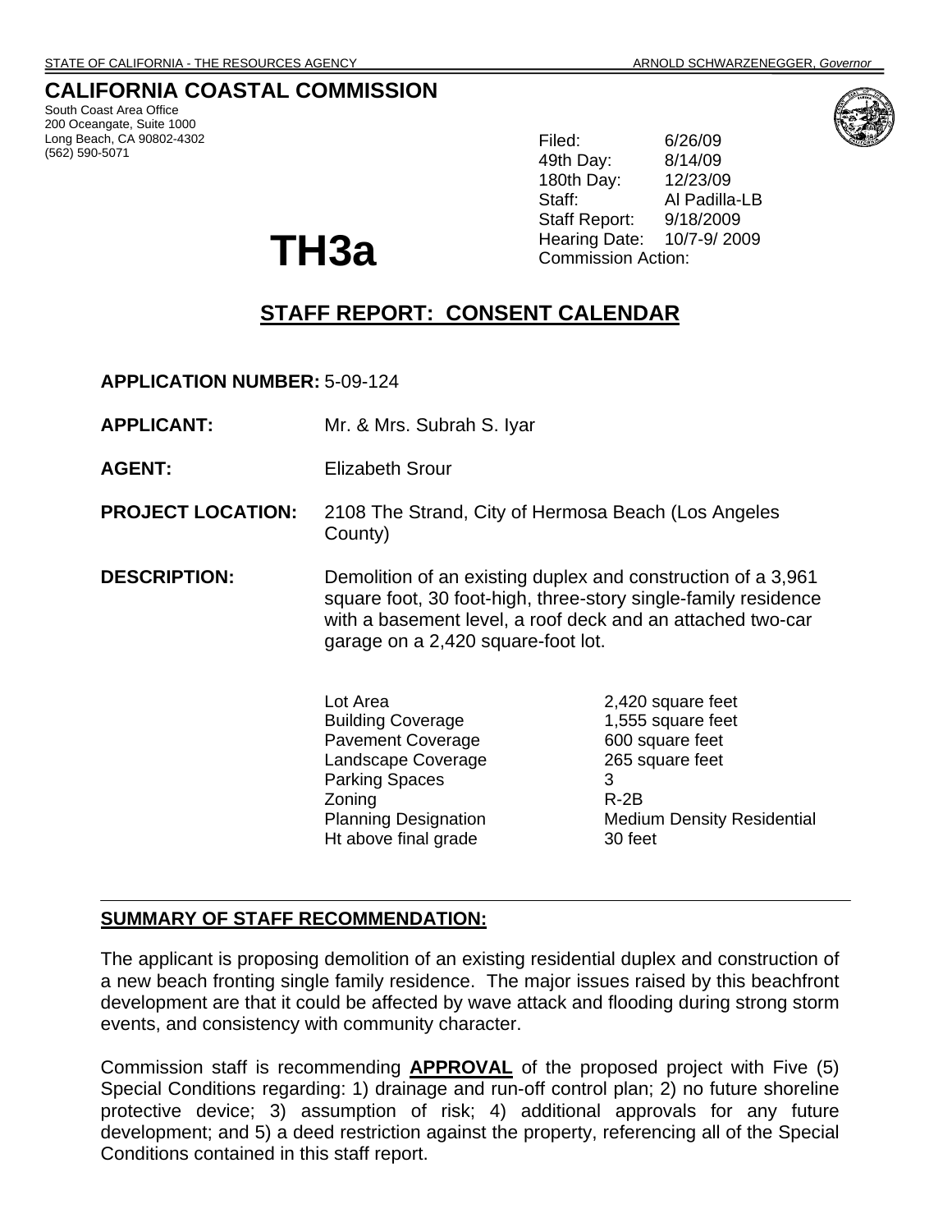STATE OF CALIFORNIA - THE RESOURCES AGENCY ARNOLD SCHWARZENEGGER, *Governor*

# CALIFORNIA COASTAL COMMISSION

South Coast Area Office
200 Oceangate, Suite 1000
Long Beach, CA 90802-4302
(562) 590-5071

| | |
|---|---|
| Filed: | 6/26/09 |
| 49th Day: | 8/14/09 |
| 180th Day: | 12/23/09 |
| Staff: | Al Padilla-LB |
| Staff Report: | 9/18/2009 |
| Hearing Date: | 10/7-9/ 2009 |
| Commission Action: | |

# TH3a

## STAFF REPORT: CONSENT CALENDAR

**APPLICATION NUMBER:** 5-09-124

**APPLICANT:** Mr. & Mrs. Subrah S. Iyar

**AGENT:** Elizabeth Srour

**PROJECT LOCATION:** 2108 The Strand, City of Hermosa Beach (Los Angeles County)

**DESCRIPTION:** Demolition of an existing duplex and construction of a 3,961 square foot, 30 foot-high, three-story single-family residence with a basement level, a roof deck and an attached two-car garage on a 2,420 square-foot lot.

| | |
|---|---|
| Lot Area | 2,420 square feet |
| Building Coverage | 1,555 square feet |
| Pavement Coverage | 600 square feet |
| Landscape Coverage | 265 square feet |
| Parking Spaces | 3 |
| Zoning | R-2B |
| Planning Designation | Medium Density Residential |
| Ht above final grade | 30 feet |

---

**SUMMARY OF STAFF RECOMMENDATION:**

The applicant is proposing demolition of an existing residential duplex and construction of a new beach fronting single family residence. The major issues raised by this beachfront development are that it could be affected by wave attack and flooding during strong storm events, and consistency with community character.

Commission staff is recommending **APPROVAL** of the proposed project with Five (5) Special Conditions regarding: 1) drainage and run-off control plan; 2) no future shoreline protective device; 3) assumption of risk; 4) additional approvals for any future development; and 5) a deed restriction against the property, referencing all of the Special Conditions contained in this staff report.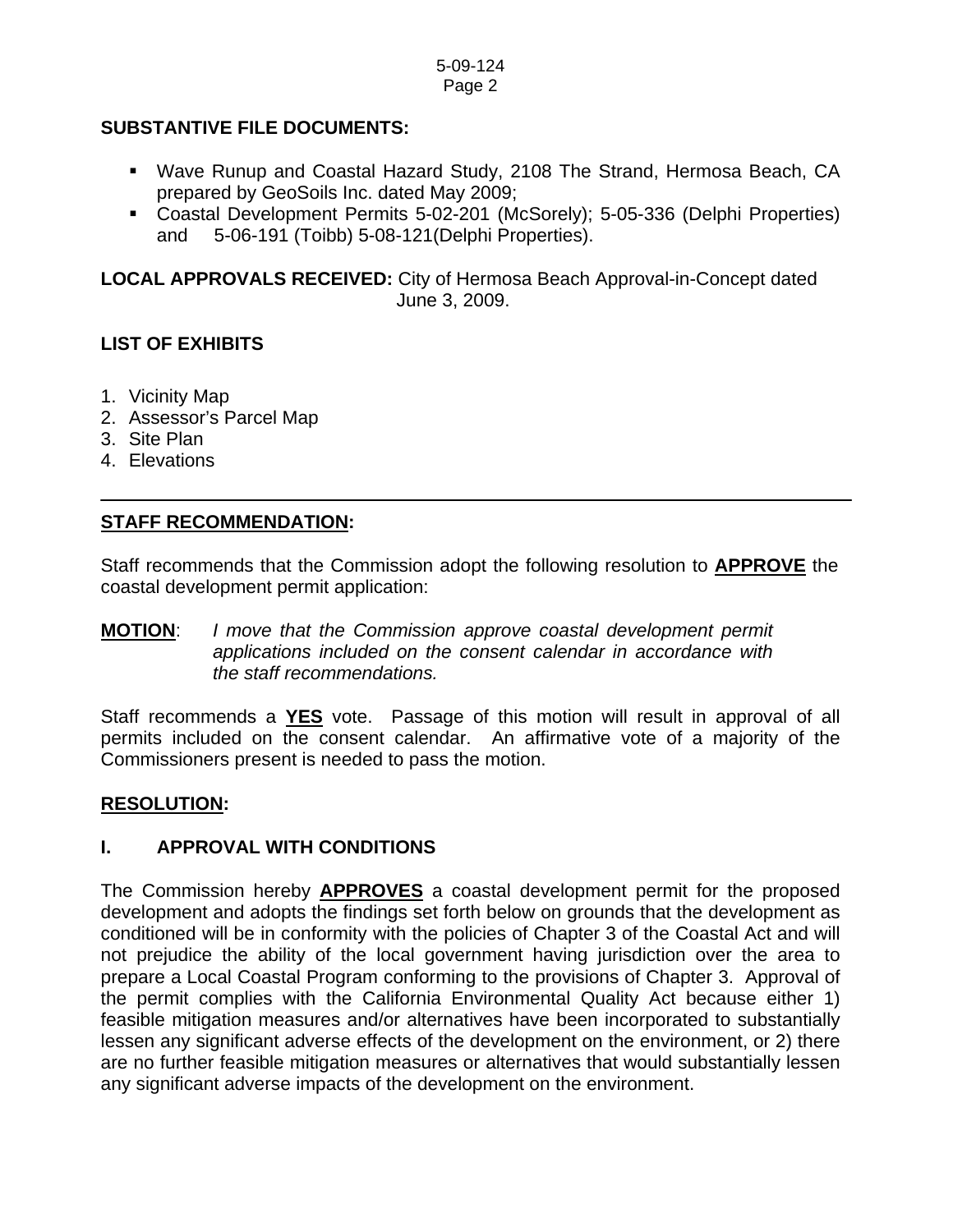**SUBSTANTIVE FILE DOCUMENTS:**

- Wave Runup and Coastal Hazard Study, 2108 The Strand, Hermosa Beach, CA prepared by GeoSoils Inc. dated May 2009;
- Coastal Development Permits 5-02-201 (McSorely); 5-05-336 (Delphi Properties) and 5-06-191 (Toibb) 5-08-121(Delphi Properties).

**LOCAL APPROVALS RECEIVED:** City of Hermosa Beach Approval-in-Concept dated June 3, 2009.

**LIST OF EXHIBITS**

1. Vicinity Map
2. Assessor's Parcel Map
3. Site Plan
4. Elevations

---

**STAFF RECOMMENDATION:**

Staff recommends that the Commission adopt the following resolution to **APPROVE** the coastal development permit application:

**MOTION**: *I move that the Commission approve coastal development permit applications included on the consent calendar in accordance with the staff recommendations.*

Staff recommends a **YES** vote. Passage of this motion will result in approval of all permits included on the consent calendar. An affirmative vote of a majority of the Commissioners present is needed to pass the motion.

**RESOLUTION:**

## I. APPROVAL WITH CONDITIONS

The Commission hereby **APPROVES** a coastal development permit for the proposed development and adopts the findings set forth below on grounds that the development as conditioned will be in conformity with the policies of Chapter 3 of the Coastal Act and will not prejudice the ability of the local government having jurisdiction over the area to prepare a Local Coastal Program conforming to the provisions of Chapter 3. Approval of the permit complies with the California Environmental Quality Act because either 1) feasible mitigation measures and/or alternatives have been incorporated to substantially lessen any significant adverse effects of the development on the environment, or 2) there are no further feasible mitigation measures or alternatives that would substantially lessen any significant adverse impacts of the development on the environment.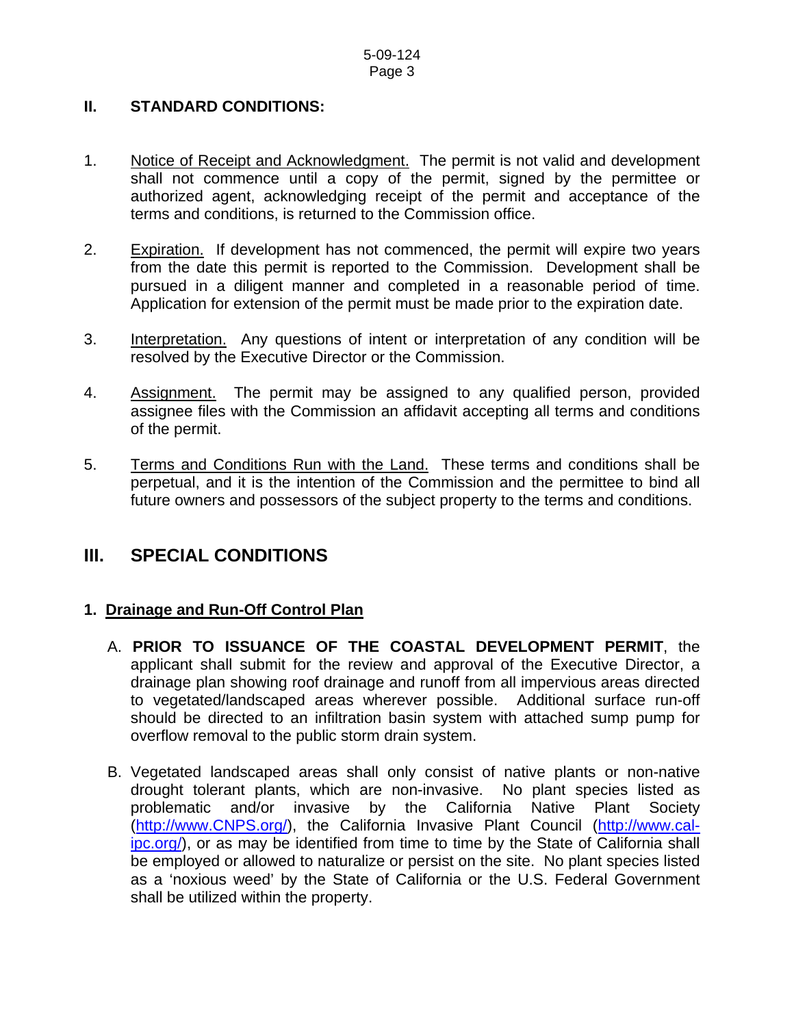## II. STANDARD CONDITIONS:

1. Notice of Receipt and Acknowledgment. The permit is not valid and development shall not commence until a copy of the permit, signed by the permittee or authorized agent, acknowledging receipt of the permit and acceptance of the terms and conditions, is returned to the Commission office.

2. Expiration. If development has not commenced, the permit will expire two years from the date this permit is reported to the Commission. Development shall be pursued in a diligent manner and completed in a reasonable period of time. Application for extension of the permit must be made prior to the expiration date.

3. Interpretation. Any questions of intent or interpretation of any condition will be resolved by the Executive Director or the Commission.

4. Assignment. The permit may be assigned to any qualified person, provided assignee files with the Commission an affidavit accepting all terms and conditions of the permit.

5. Terms and Conditions Run with the Land. These terms and conditions shall be perpetual, and it is the intention of the Commission and the permittee to bind all future owners and possessors of the subject property to the terms and conditions.

# III. SPECIAL CONDITIONS

### 1. Drainage and Run-Off Control Plan

A. **PRIOR TO ISSUANCE OF THE COASTAL DEVELOPMENT PERMIT**, the applicant shall submit for the review and approval of the Executive Director, a drainage plan showing roof drainage and runoff from all impervious areas directed to vegetated/landscaped areas wherever possible. Additional surface run-off should be directed to an infiltration basin system with attached sump pump for overflow removal to the public storm drain system.

B. Vegetated landscaped areas shall only consist of native plants or non-native drought tolerant plants, which are non-invasive. No plant species listed as problematic and/or invasive by the California Native Plant Society (http://www.CNPS.org/), the California Invasive Plant Council (http://www.cal-ipc.org/), or as may be identified from time to time by the State of California shall be employed or allowed to naturalize or persist on the site. No plant species listed as a 'noxious weed' by the State of California or the U.S. Federal Government shall be utilized within the property.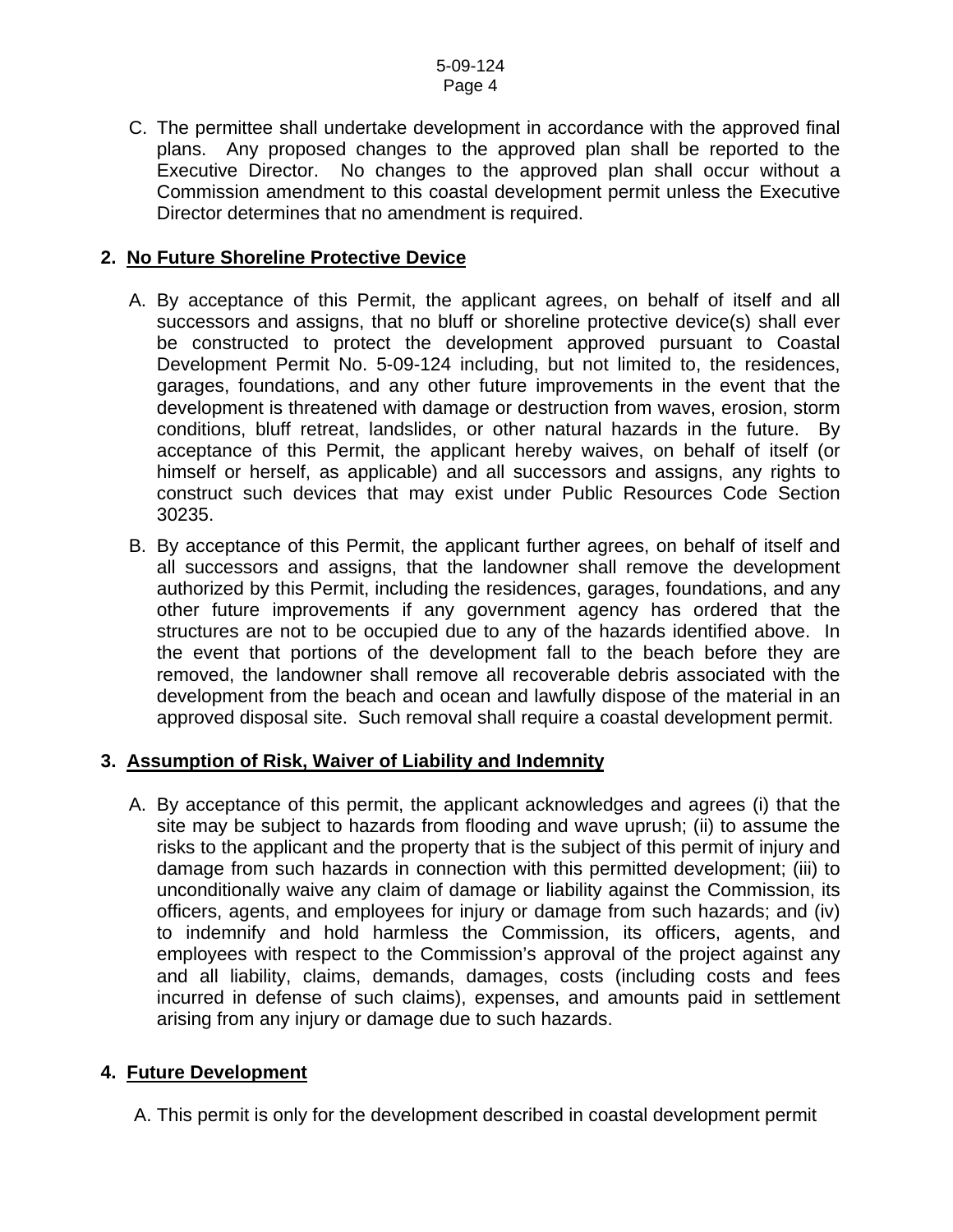C. The permittee shall undertake development in accordance with the approved final plans. Any proposed changes to the approved plan shall be reported to the Executive Director. No changes to the approved plan shall occur without a Commission amendment to this coastal development permit unless the Executive Director determines that no amendment is required.

**2. No Future Shoreline Protective Device**

A. By acceptance of this Permit, the applicant agrees, on behalf of itself and all successors and assigns, that no bluff or shoreline protective device(s) shall ever be constructed to protect the development approved pursuant to Coastal Development Permit No. 5-09-124 including, but not limited to, the residences, garages, foundations, and any other future improvements in the event that the development is threatened with damage or destruction from waves, erosion, storm conditions, bluff retreat, landslides, or other natural hazards in the future. By acceptance of this Permit, the applicant hereby waives, on behalf of itself (or himself or herself, as applicable) and all successors and assigns, any rights to construct such devices that may exist under Public Resources Code Section 30235.

B. By acceptance of this Permit, the applicant further agrees, on behalf of itself and all successors and assigns, that the landowner shall remove the development authorized by this Permit, including the residences, garages, foundations, and any other future improvements if any government agency has ordered that the structures are not to be occupied due to any of the hazards identified above. In the event that portions of the development fall to the beach before they are removed, the landowner shall remove all recoverable debris associated with the development from the beach and ocean and lawfully dispose of the material in an approved disposal site. Such removal shall require a coastal development permit.

**3. Assumption of Risk, Waiver of Liability and Indemnity**

A. By acceptance of this permit, the applicant acknowledges and agrees (i) that the site may be subject to hazards from flooding and wave uprush; (ii) to assume the risks to the applicant and the property that is the subject of this permit of injury and damage from such hazards in connection with this permitted development; (iii) to unconditionally waive any claim of damage or liability against the Commission, its officers, agents, and employees for injury or damage from such hazards; and (iv) to indemnify and hold harmless the Commission, its officers, agents, and employees with respect to the Commission's approval of the project against any and all liability, claims, demands, damages, costs (including costs and fees incurred in defense of such claims), expenses, and amounts paid in settlement arising from any injury or damage due to such hazards.

**4. Future Development**

A. This permit is only for the development described in coastal development permit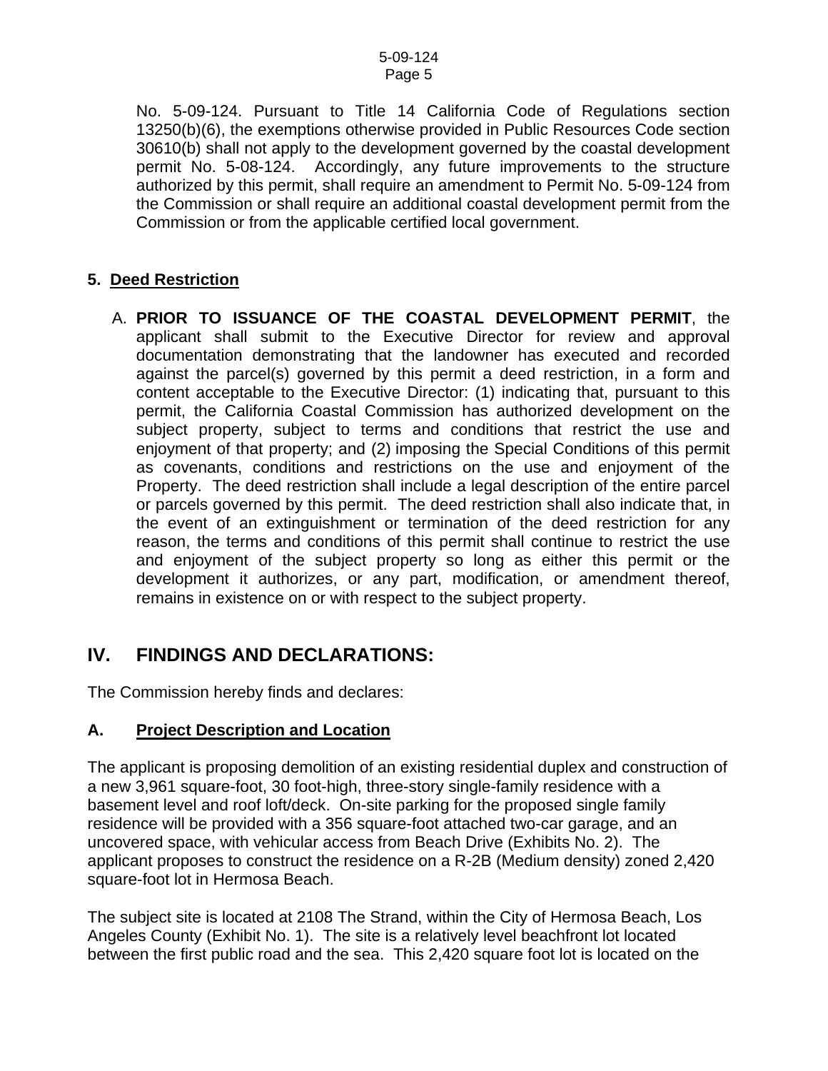No. 5-09-124. Pursuant to Title 14 California Code of Regulations section 13250(b)(6), the exemptions otherwise provided in Public Resources Code section 30610(b) shall not apply to the development governed by the coastal development permit No. 5-08-124. Accordingly, any future improvements to the structure authorized by this permit, shall require an amendment to Permit No. 5-09-124 from the Commission or shall require an additional coastal development permit from the Commission or from the applicable certified local government.

### 5. Deed Restriction

A. **PRIOR TO ISSUANCE OF THE COASTAL DEVELOPMENT PERMIT**, the applicant shall submit to the Executive Director for review and approval documentation demonstrating that the landowner has executed and recorded against the parcel(s) governed by this permit a deed restriction, in a form and content acceptable to the Executive Director: (1) indicating that, pursuant to this permit, the California Coastal Commission has authorized development on the subject property, subject to terms and conditions that restrict the use and enjoyment of that property; and (2) imposing the Special Conditions of this permit as covenants, conditions and restrictions on the use and enjoyment of the Property. The deed restriction shall include a legal description of the entire parcel or parcels governed by this permit. The deed restriction shall also indicate that, in the event of an extinguishment or termination of the deed restriction for any reason, the terms and conditions of this permit shall continue to restrict the use and enjoyment of the subject property so long as either this permit or the development it authorizes, or any part, modification, or amendment thereof, remains in existence on or with respect to the subject property.

## IV. FINDINGS AND DECLARATIONS:

The Commission hereby finds and declares:

### A. Project Description and Location

The applicant is proposing demolition of an existing residential duplex and construction of a new 3,961 square-foot, 30 foot-high, three-story single-family residence with a basement level and roof loft/deck. On-site parking for the proposed single family residence will be provided with a 356 square-foot attached two-car garage, and an uncovered space, with vehicular access from Beach Drive (Exhibits No. 2). The applicant proposes to construct the residence on a R-2B (Medium density) zoned 2,420 square-foot lot in Hermosa Beach.

The subject site is located at 2108 The Strand, within the City of Hermosa Beach, Los Angeles County (Exhibit No. 1). The site is a relatively level beachfront lot located between the first public road and the sea. This 2,420 square foot lot is located on the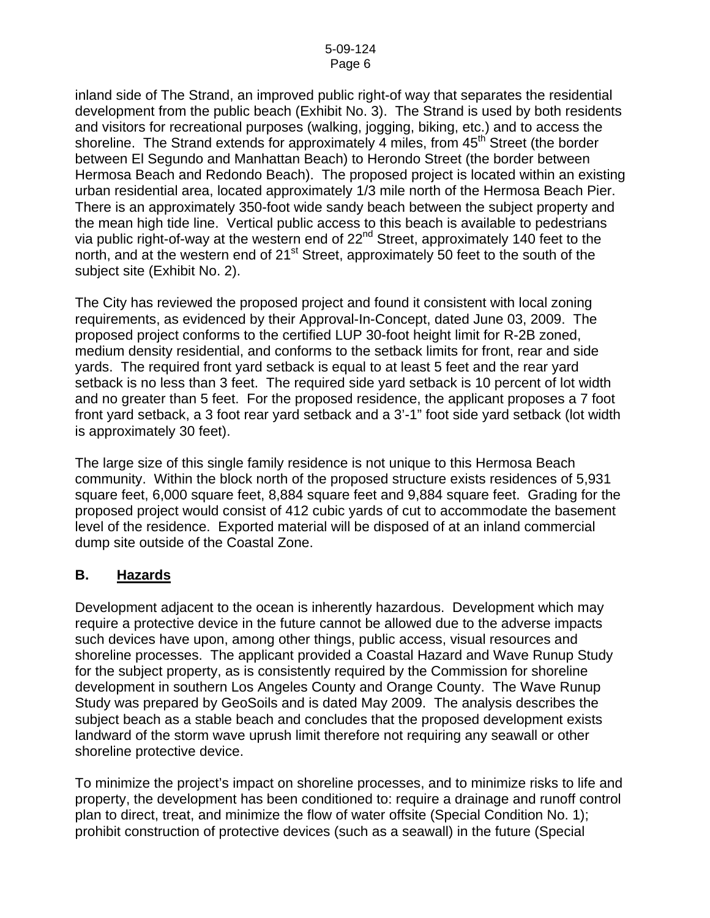inland side of The Strand, an improved public right-of way that separates the residential development from the public beach (Exhibit No. 3). The Strand is used by both residents and visitors for recreational purposes (walking, jogging, biking, etc.) and to access the shoreline. The Strand extends for approximately 4 miles, from 45th Street (the border between El Segundo and Manhattan Beach) to Herondo Street (the border between Hermosa Beach and Redondo Beach). The proposed project is located within an existing urban residential area, located approximately 1/3 mile north of the Hermosa Beach Pier. There is an approximately 350-foot wide sandy beach between the subject property and the mean high tide line. Vertical public access to this beach is available to pedestrians via public right-of-way at the western end of 22nd Street, approximately 140 feet to the north, and at the western end of 21st Street, approximately 50 feet to the south of the subject site (Exhibit No. 2).

The City has reviewed the proposed project and found it consistent with local zoning requirements, as evidenced by their Approval-In-Concept, dated June 03, 2009. The proposed project conforms to the certified LUP 30-foot height limit for R-2B zoned, medium density residential, and conforms to the setback limits for front, rear and side yards. The required front yard setback is equal to at least 5 feet and the rear yard setback is no less than 3 feet. The required side yard setback is 10 percent of lot width and no greater than 5 feet. For the proposed residence, the applicant proposes a 7 foot front yard setback, a 3 foot rear yard setback and a 3'-1" foot side yard setback (lot width is approximately 30 feet).

The large size of this single family residence is not unique to this Hermosa Beach community. Within the block north of the proposed structure exists residences of 5,931 square feet, 6,000 square feet, 8,884 square feet and 9,884 square feet. Grading for the proposed project would consist of 412 cubic yards of cut to accommodate the basement level of the residence. Exported material will be disposed of at an inland commercial dump site outside of the Coastal Zone.

## B. Hazards

Development adjacent to the ocean is inherently hazardous. Development which may require a protective device in the future cannot be allowed due to the adverse impacts such devices have upon, among other things, public access, visual resources and shoreline processes. The applicant provided a Coastal Hazard and Wave Runup Study for the subject property, as is consistently required by the Commission for shoreline development in southern Los Angeles County and Orange County. The Wave Runup Study was prepared by GeoSoils and is dated May 2009. The analysis describes the subject beach as a stable beach and concludes that the proposed development exists landward of the storm wave uprush limit therefore not requiring any seawall or other shoreline protective device.

To minimize the project's impact on shoreline processes, and to minimize risks to life and property, the development has been conditioned to: require a drainage and runoff control plan to direct, treat, and minimize the flow of water offsite (Special Condition No. 1); prohibit construction of protective devices (such as a seawall) in the future (Special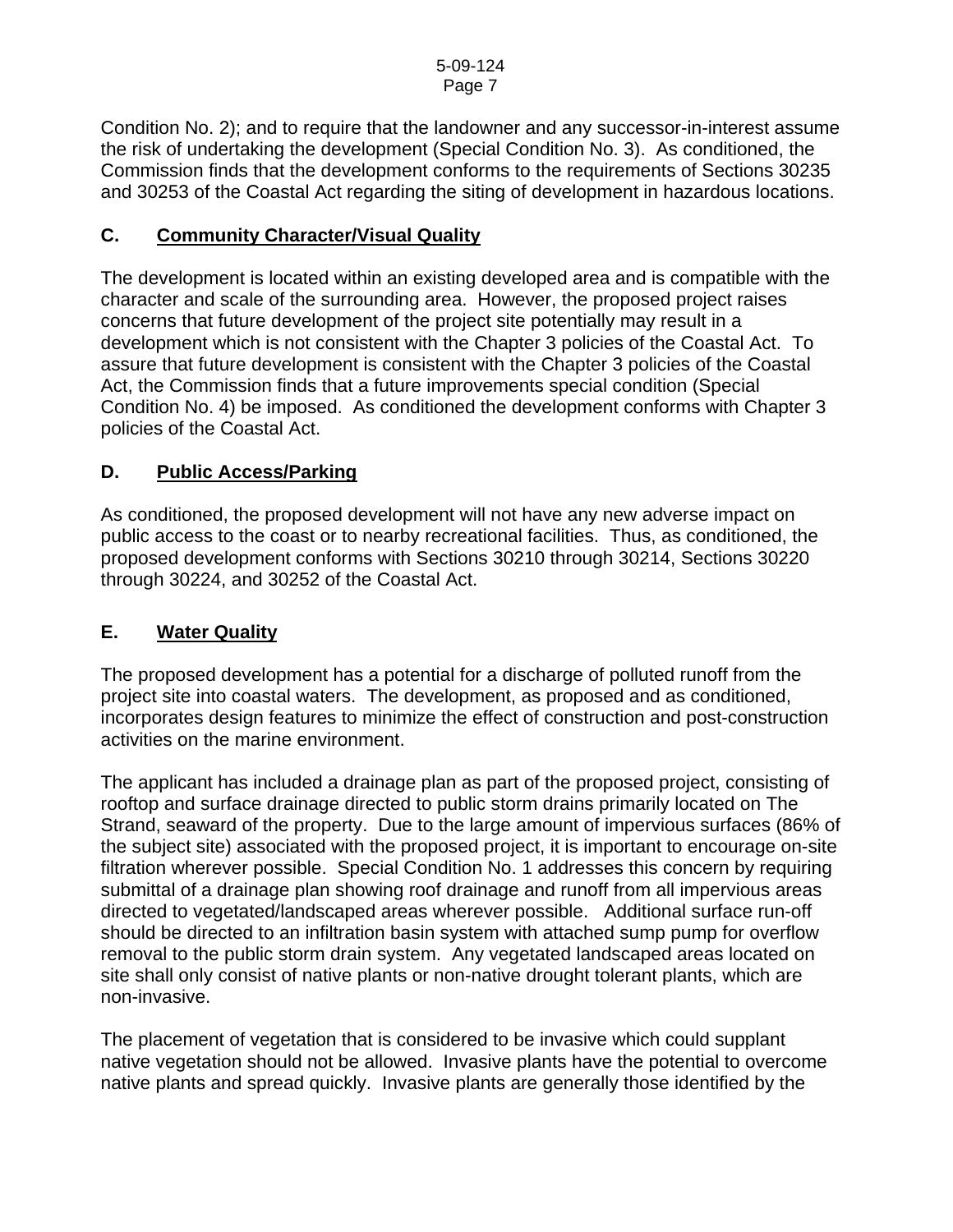Condition No. 2); and to require that the landowner and any successor-in-interest assume the risk of undertaking the development (Special Condition No. 3). As conditioned, the Commission finds that the development conforms to the requirements of Sections 30235 and 30253 of the Coastal Act regarding the siting of development in hazardous locations.

## C. Community Character/Visual Quality

The development is located within an existing developed area and is compatible with the character and scale of the surrounding area. However, the proposed project raises concerns that future development of the project site potentially may result in a development which is not consistent with the Chapter 3 policies of the Coastal Act. To assure that future development is consistent with the Chapter 3 policies of the Coastal Act, the Commission finds that a future improvements special condition (Special Condition No. 4) be imposed. As conditioned the development conforms with Chapter 3 policies of the Coastal Act.

## D. Public Access/Parking

As conditioned, the proposed development will not have any new adverse impact on public access to the coast or to nearby recreational facilities. Thus, as conditioned, the proposed development conforms with Sections 30210 through 30214, Sections 30220 through 30224, and 30252 of the Coastal Act.

## E. Water Quality

The proposed development has a potential for a discharge of polluted runoff from the project site into coastal waters. The development, as proposed and as conditioned, incorporates design features to minimize the effect of construction and post-construction activities on the marine environment.

The applicant has included a drainage plan as part of the proposed project, consisting of rooftop and surface drainage directed to public storm drains primarily located on The Strand, seaward of the property. Due to the large amount of impervious surfaces (86% of the subject site) associated with the proposed project, it is important to encourage on-site filtration wherever possible. Special Condition No. 1 addresses this concern by requiring submittal of a drainage plan showing roof drainage and runoff from all impervious areas directed to vegetated/landscaped areas wherever possible. Additional surface run-off should be directed to an infiltration basin system with attached sump pump for overflow removal to the public storm drain system. Any vegetated landscaped areas located on site shall only consist of native plants or non-native drought tolerant plants, which are non-invasive.

The placement of vegetation that is considered to be invasive which could supplant native vegetation should not be allowed. Invasive plants have the potential to overcome native plants and spread quickly. Invasive plants are generally those identified by the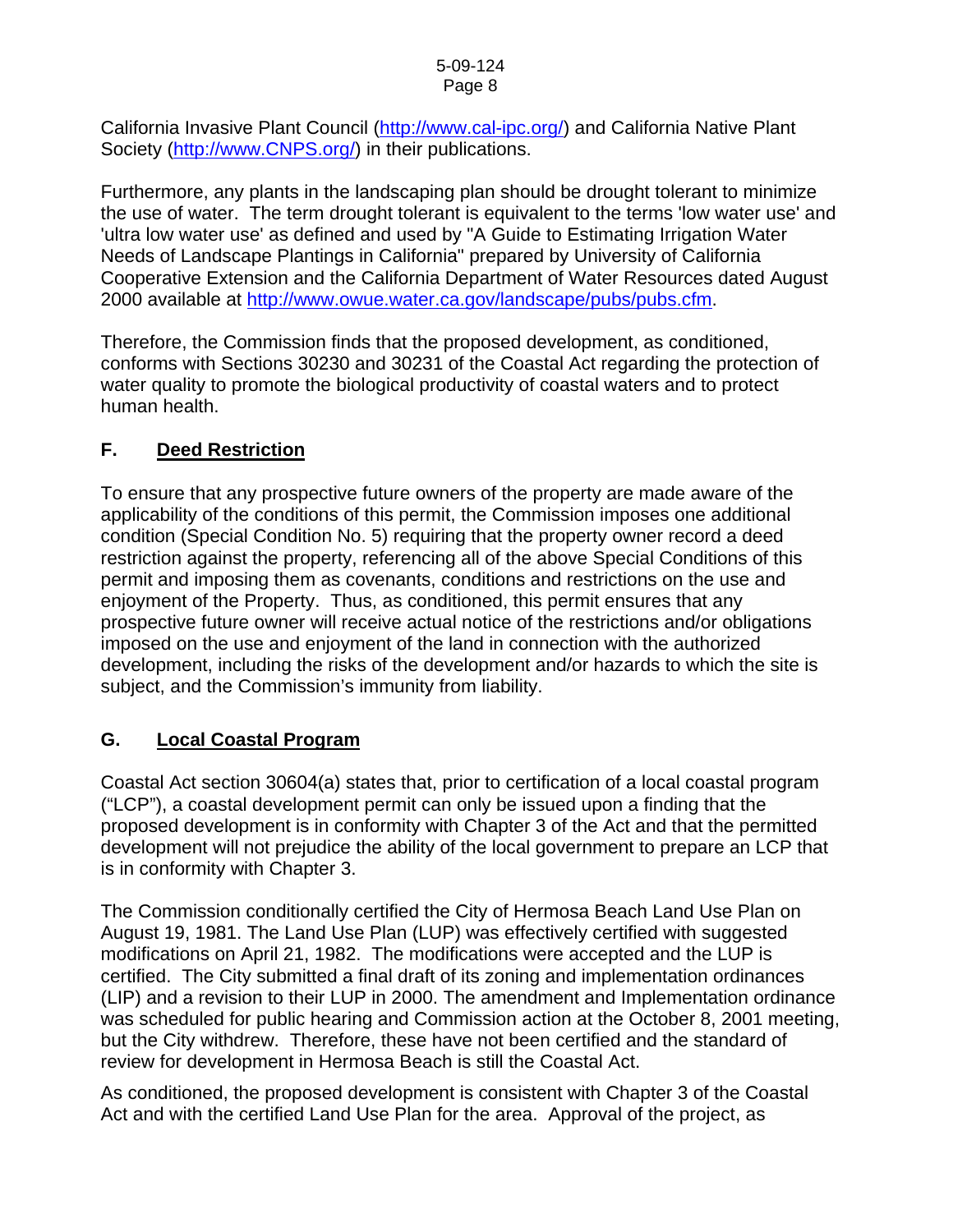California Invasive Plant Council (http://www.cal-ipc.org/) and California Native Plant Society (http://www.CNPS.org/) in their publications.

Furthermore, any plants in the landscaping plan should be drought tolerant to minimize the use of water. The term drought tolerant is equivalent to the terms 'low water use' and 'ultra low water use' as defined and used by "A Guide to Estimating Irrigation Water Needs of Landscape Plantings in California" prepared by University of California Cooperative Extension and the California Department of Water Resources dated August 2000 available at http://www.owue.water.ca.gov/landscape/pubs/pubs.cfm.

Therefore, the Commission finds that the proposed development, as conditioned, conforms with Sections 30230 and 30231 of the Coastal Act regarding the protection of water quality to promote the biological productivity of coastal waters and to protect human health.

## F. **Deed Restriction**

To ensure that any prospective future owners of the property are made aware of the applicability of the conditions of this permit, the Commission imposes one additional condition (Special Condition No. 5) requiring that the property owner record a deed restriction against the property, referencing all of the above Special Conditions of this permit and imposing them as covenants, conditions and restrictions on the use and enjoyment of the Property. Thus, as conditioned, this permit ensures that any prospective future owner will receive actual notice of the restrictions and/or obligations imposed on the use and enjoyment of the land in connection with the authorized development, including the risks of the development and/or hazards to which the site is subject, and the Commission's immunity from liability.

## G. **Local Coastal Program**

Coastal Act section 30604(a) states that, prior to certification of a local coastal program ("LCP"), a coastal development permit can only be issued upon a finding that the proposed development is in conformity with Chapter 3 of the Act and that the permitted development will not prejudice the ability of the local government to prepare an LCP that is in conformity with Chapter 3.

The Commission conditionally certified the City of Hermosa Beach Land Use Plan on August 19, 1981. The Land Use Plan (LUP) was effectively certified with suggested modifications on April 21, 1982. The modifications were accepted and the LUP is certified. The City submitted a final draft of its zoning and implementation ordinances (LIP) and a revision to their LUP in 2000. The amendment and Implementation ordinance was scheduled for public hearing and Commission action at the October 8, 2001 meeting, but the City withdrew. Therefore, these have not been certified and the standard of review for development in Hermosa Beach is still the Coastal Act.

As conditioned, the proposed development is consistent with Chapter 3 of the Coastal Act and with the certified Land Use Plan for the area. Approval of the project, as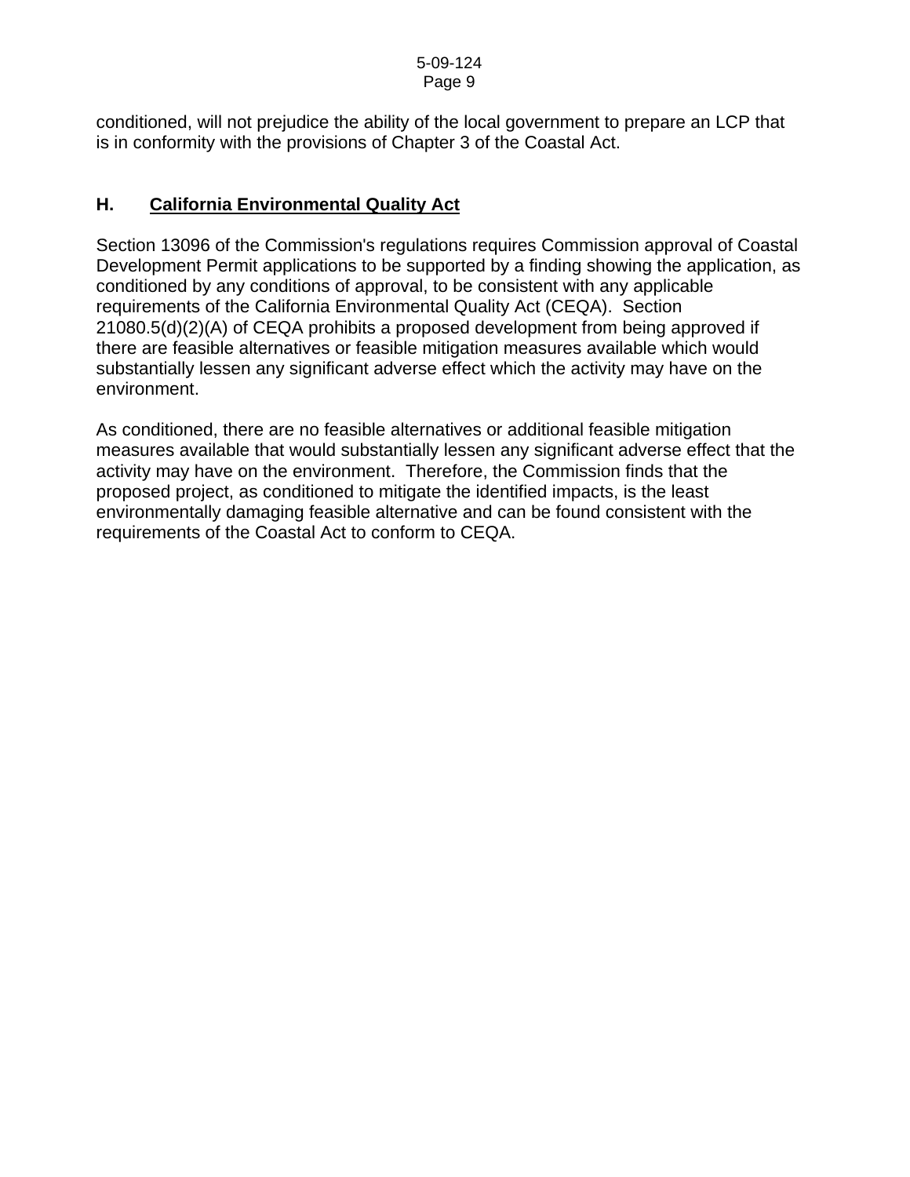conditioned, will not prejudice the ability of the local government to prepare an LCP that is in conformity with the provisions of Chapter 3 of the Coastal Act.

## H. California Environmental Quality Act

Section 13096 of the Commission's regulations requires Commission approval of Coastal Development Permit applications to be supported by a finding showing the application, as conditioned by any conditions of approval, to be consistent with any applicable requirements of the California Environmental Quality Act (CEQA). Section 21080.5(d)(2)(A) of CEQA prohibits a proposed development from being approved if there are feasible alternatives or feasible mitigation measures available which would substantially lessen any significant adverse effect which the activity may have on the environment.

As conditioned, there are no feasible alternatives or additional feasible mitigation measures available that would substantially lessen any significant adverse effect that the activity may have on the environment. Therefore, the Commission finds that the proposed project, as conditioned to mitigate the identified impacts, is the least environmentally damaging feasible alternative and can be found consistent with the requirements of the Coastal Act to conform to CEQA.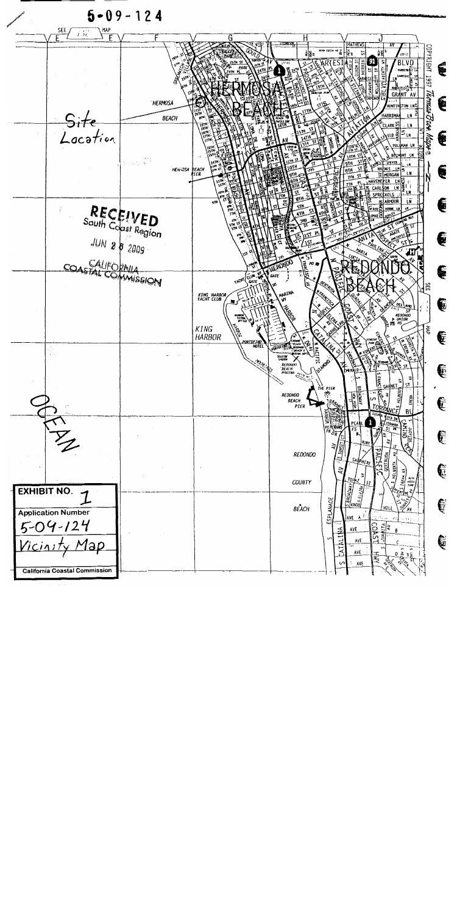5-09-124

Site Location

RECEIVED
South Coast Region

JUN 2 6 2009

CALIFORNIA
COASTAL COMMISSION

OCEAN

**EXHIBIT NO.** 1

**Application Number**
5-09-124

Vicinity Map

**California Coastal Commission**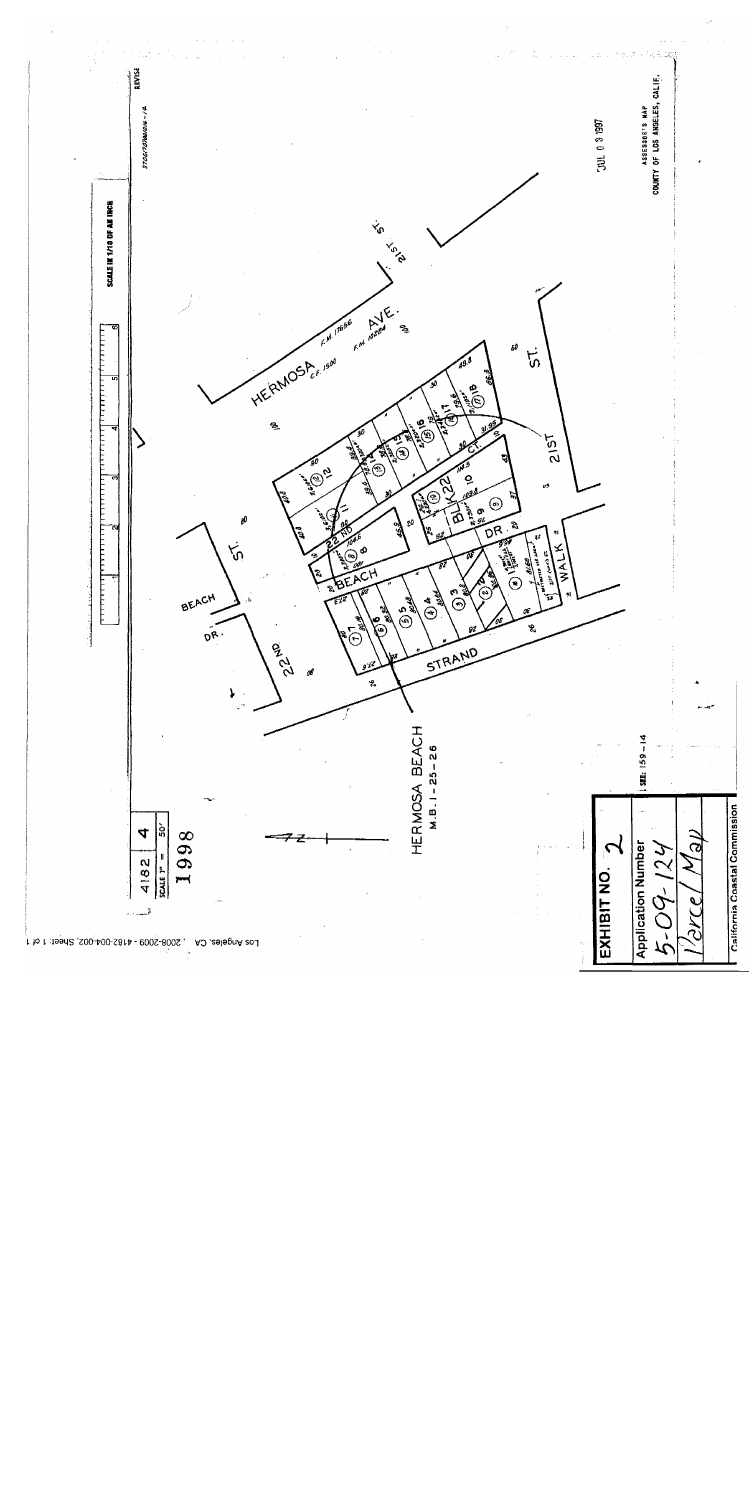4182 | 4
SCALE 1" = 50'

1998

SCALE IN 1/10 OF AN INCH

REVISE

ASSESSOR'S MAP
COUNTY OF LOS ANGELES, CALIF.

JUL 0 3 1997

HERMOSA AVE.

21ST ST.

22ND ST.

BEACH DR.

22ND BEACH DR.

21ST CT.

WALK

STRAND

BLK 22

HERMOSA BEACH
M.B. 1-25-26

Los Angeles, CA : 2008-2009 - 4182-004-002, Sheet: 1 of 1

**EXHIBIT NO.** 2

**Application Number**
5-09-124

Parcel Map

California Coastal Commission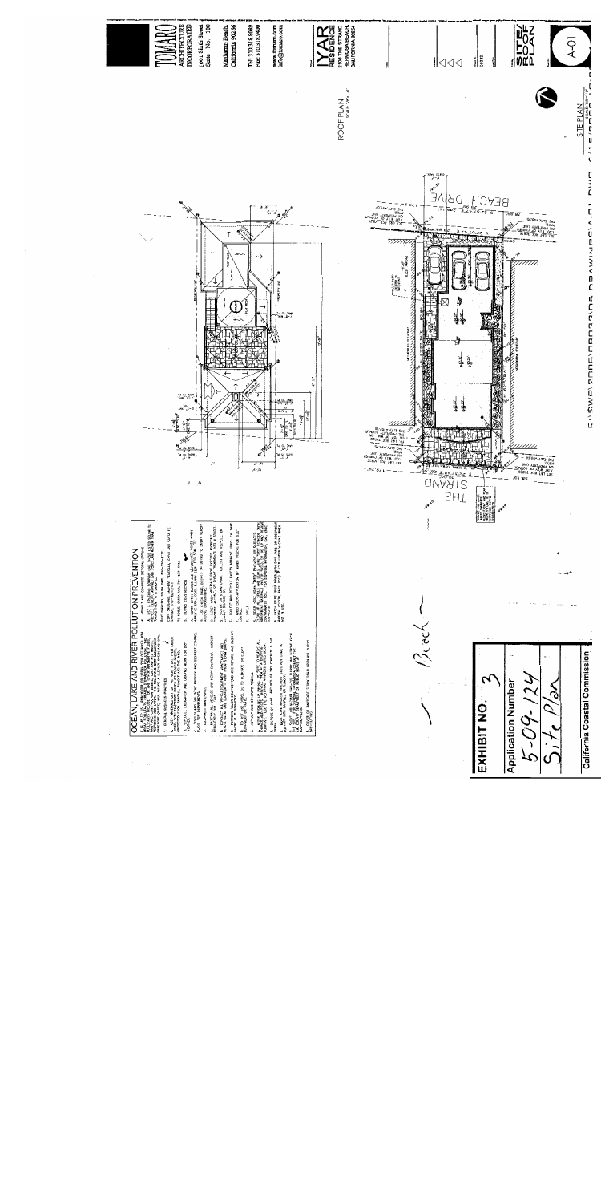**EXHIBIT NO. 3**

**Application Number**

5-09-124

Site Plan

**California Coastal Commission**

# OCEAN, LAKE AND RIVER POLLUTION PREVENTION

# TOMARO ARCHITECTURE INCORPORATED

1001 Sixth Street Suite No. 100

Manhattan Beach, California 90266

Tel: 310.318.8989

Fax: 310.318.9400

www.tomaro.com

info@tomaro.com

# IYAR RESIDENCE

2108 THE STRAND
HERMOSA BEACH, CALIFORNIA 90254

ROOF PLAN

SITE PLAN

BEACH DRIVE

THE STRAND

Beach

# SITE ROOF PLAN

A-01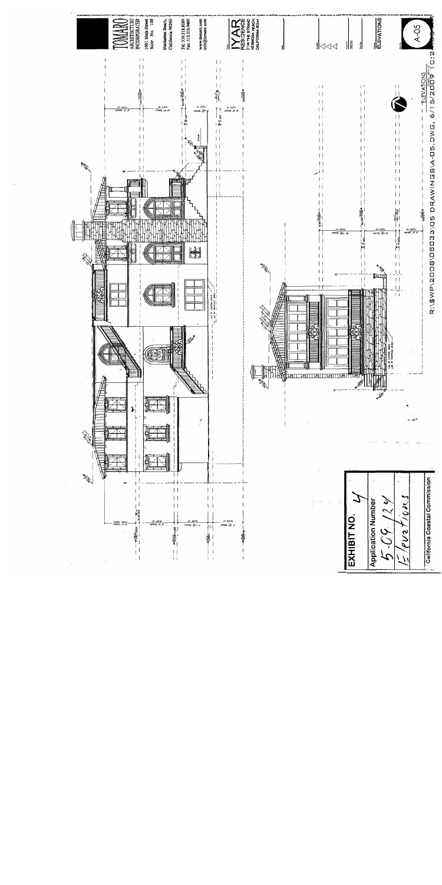TOMARO ARCHITECTURE INCORPORATED

1001 Sixth Street Suite No. 100

Manhattan Beach, California 90266

Tel: 310.318.8989 Fax: 310.318.9660

www.tomaro.com info@tomaro.com

IYAR RESIDENCE

2100 THE STRAND HERMOSA BEACH, CALIFORNIA 90254

ELEVATIONS

A-05

ELEVATIONS

R:\$WP\2008\08033\05 DRAWINGS\A-05.DWG, 6/15/2009 10:2

EXHIBIT NO. 4

Application Number

5-09-124

Elevations

California Coastal Commission